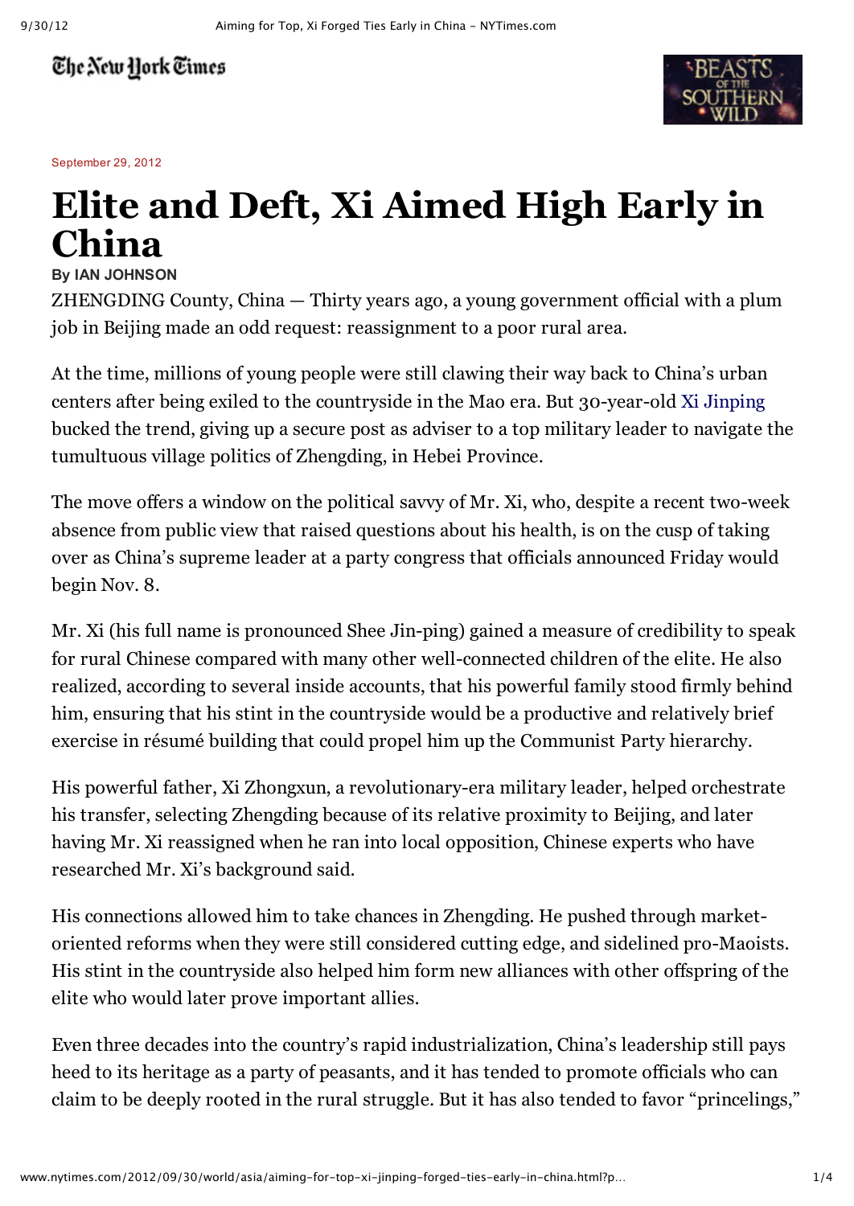The New York Times

September 29, 2012

# Elite and Deft, Xi Aimed High Early in China

**By IAN JOHNSON**

ZHENGDING County, China — Thirty years ago, a young government official with a plum job in Beijing made an odd request: reassignment to a poor rural area.

At the time, millions of young people were still clawing their way back to China's urban centers after being exiled to the countryside in the Mao era. But 30-year-old Xi Jinping bucked the trend, giving up a secure post as adviser to a top military leader to navigate the tumultuous village politics of Zhengding, in Hebei Province.

The move offers a window on the political savvy of Mr. Xi, who, despite a recent two-week absence from public view that raised questions about his health, is on the cusp of taking over as China's supreme leader at a party congress that officials announced Friday would begin Nov. 8.

Mr. Xi (his full name is pronounced Shee Jin-ping) gained a measure of credibility to speak for rural Chinese compared with many other well-connected children of the elite. He also realized, according to several inside accounts, that his powerful family stood firmly behind him, ensuring that his stint in the countryside would be a productive and relatively brief exercise in résumé building that could propel him up the Communist Party hierarchy.

His powerful father, Xi Zhongxun, a revolutionary-era military leader, helped orchestrate his transfer, selecting Zhengding because of its relative proximity to Beijing, and later having Mr. Xi reassigned when he ran into local opposition, Chinese experts who have researched Mr. Xi's background said.

His connections allowed him to take chances in Zhengding. He pushed through market-oriented reforms when they were still considered cutting edge, and sidelined pro-Maoists. His stint in the countryside also helped him form new alliances with other offspring of the elite who would later prove important allies.

Even three decades into the country's rapid industrialization, China's leadership still pays heed to its heritage as a party of peasants, and it has tended to promote officials who can claim to be deeply rooted in the rural struggle. But it has also tended to favor "princelings,"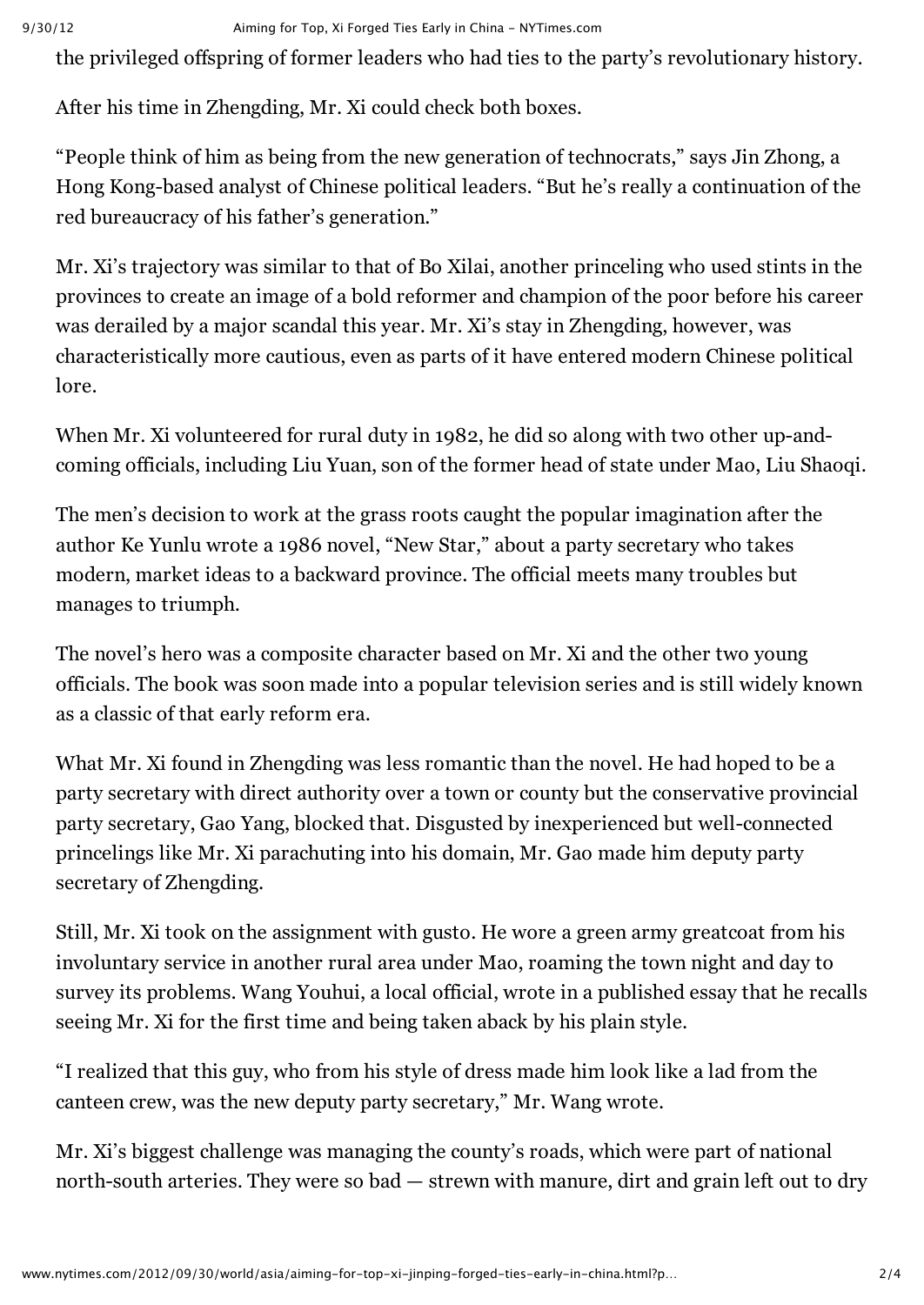the privileged offspring of former leaders who had ties to the party's revolutionary history.

After his time in Zhengding, Mr. Xi could check both boxes.

"People think of him as being from the new generation of technocrats," says Jin Zhong, a Hong Kong-based analyst of Chinese political leaders. "But he's really a continuation of the red bureaucracy of his father's generation."

Mr. Xi's trajectory was similar to that of Bo Xilai, another princeling who used stints in the provinces to create an image of a bold reformer and champion of the poor before his career was derailed by a major scandal this year. Mr. Xi's stay in Zhengding, however, was characteristically more cautious, even as parts of it have entered modern Chinese political lore.

When Mr. Xi volunteered for rural duty in 1982, he did so along with two other up-and-coming officials, including Liu Yuan, son of the former head of state under Mao, Liu Shaoqi.

The men's decision to work at the grass roots caught the popular imagination after the author Ke Yunlu wrote a 1986 novel, "New Star," about a party secretary who takes modern, market ideas to a backward province. The official meets many troubles but manages to triumph.

The novel's hero was a composite character based on Mr. Xi and the other two young officials. The book was soon made into a popular television series and is still widely known as a classic of that early reform era.

What Mr. Xi found in Zhengding was less romantic than the novel. He had hoped to be a party secretary with direct authority over a town or county but the conservative provincial party secretary, Gao Yang, blocked that. Disgusted by inexperienced but well-connected princelings like Mr. Xi parachuting into his domain, Mr. Gao made him deputy party secretary of Zhengding.

Still, Mr. Xi took on the assignment with gusto. He wore a green army greatcoat from his involuntary service in another rural area under Mao, roaming the town night and day to survey its problems. Wang Youhui, a local official, wrote in a published essay that he recalls seeing Mr. Xi for the first time and being taken aback by his plain style.

"I realized that this guy, who from his style of dress made him look like a lad from the canteen crew, was the new deputy party secretary," Mr. Wang wrote.

Mr. Xi's biggest challenge was managing the county's roads, which were part of national north-south arteries. They were so bad — strewn with manure, dirt and grain left out to dry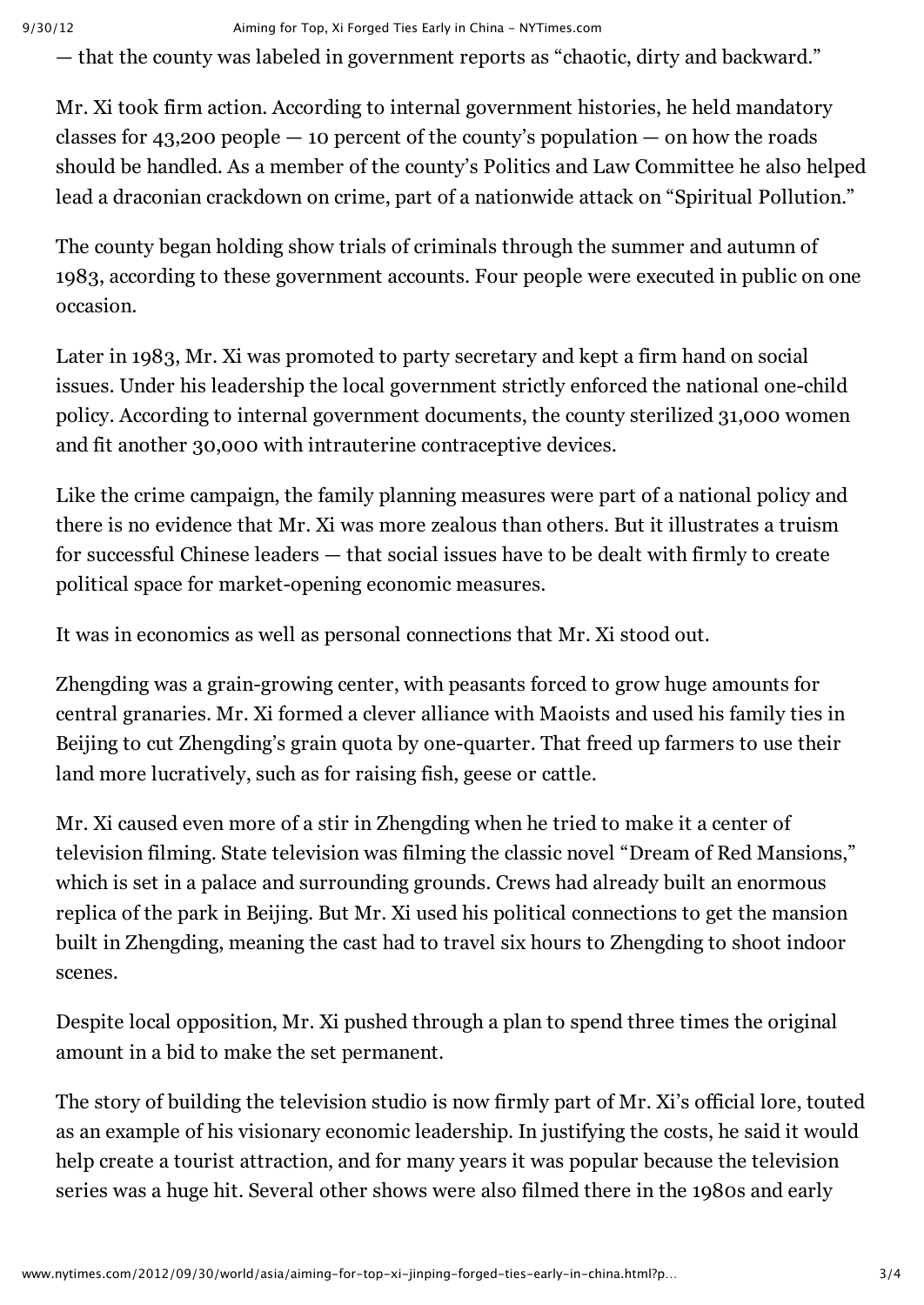— that the county was labeled in government reports as "chaotic, dirty and backward."

Mr. Xi took firm action. According to internal government histories, he held mandatory classes for 43,200 people — 10 percent of the county's population — on how the roads should be handled. As a member of the county's Politics and Law Committee he also helped lead a draconian crackdown on crime, part of a nationwide attack on "Spiritual Pollution."

The county began holding show trials of criminals through the summer and autumn of 1983, according to these government accounts. Four people were executed in public on one occasion.

Later in 1983, Mr. Xi was promoted to party secretary and kept a firm hand on social issues. Under his leadership the local government strictly enforced the national one-child policy. According to internal government documents, the county sterilized 31,000 women and fit another 30,000 with intrauterine contraceptive devices.

Like the crime campaign, the family planning measures were part of a national policy and there is no evidence that Mr. Xi was more zealous than others. But it illustrates a truism for successful Chinese leaders — that social issues have to be dealt with firmly to create political space for market-opening economic measures.

It was in economics as well as personal connections that Mr. Xi stood out.

Zhengding was a grain-growing center, with peasants forced to grow huge amounts for central granaries. Mr. Xi formed a clever alliance with Maoists and used his family ties in Beijing to cut Zhengding's grain quota by one-quarter. That freed up farmers to use their land more lucratively, such as for raising fish, geese or cattle.

Mr. Xi caused even more of a stir in Zhengding when he tried to make it a center of television filming. State television was filming the classic novel "Dream of Red Mansions," which is set in a palace and surrounding grounds. Crews had already built an enormous replica of the park in Beijing. But Mr. Xi used his political connections to get the mansion built in Zhengding, meaning the cast had to travel six hours to Zhengding to shoot indoor scenes.

Despite local opposition, Mr. Xi pushed through a plan to spend three times the original amount in a bid to make the set permanent.

The story of building the television studio is now firmly part of Mr. Xi's official lore, touted as an example of his visionary economic leadership. In justifying the costs, he said it would help create a tourist attraction, and for many years it was popular because the television series was a huge hit. Several other shows were also filmed there in the 1980s and early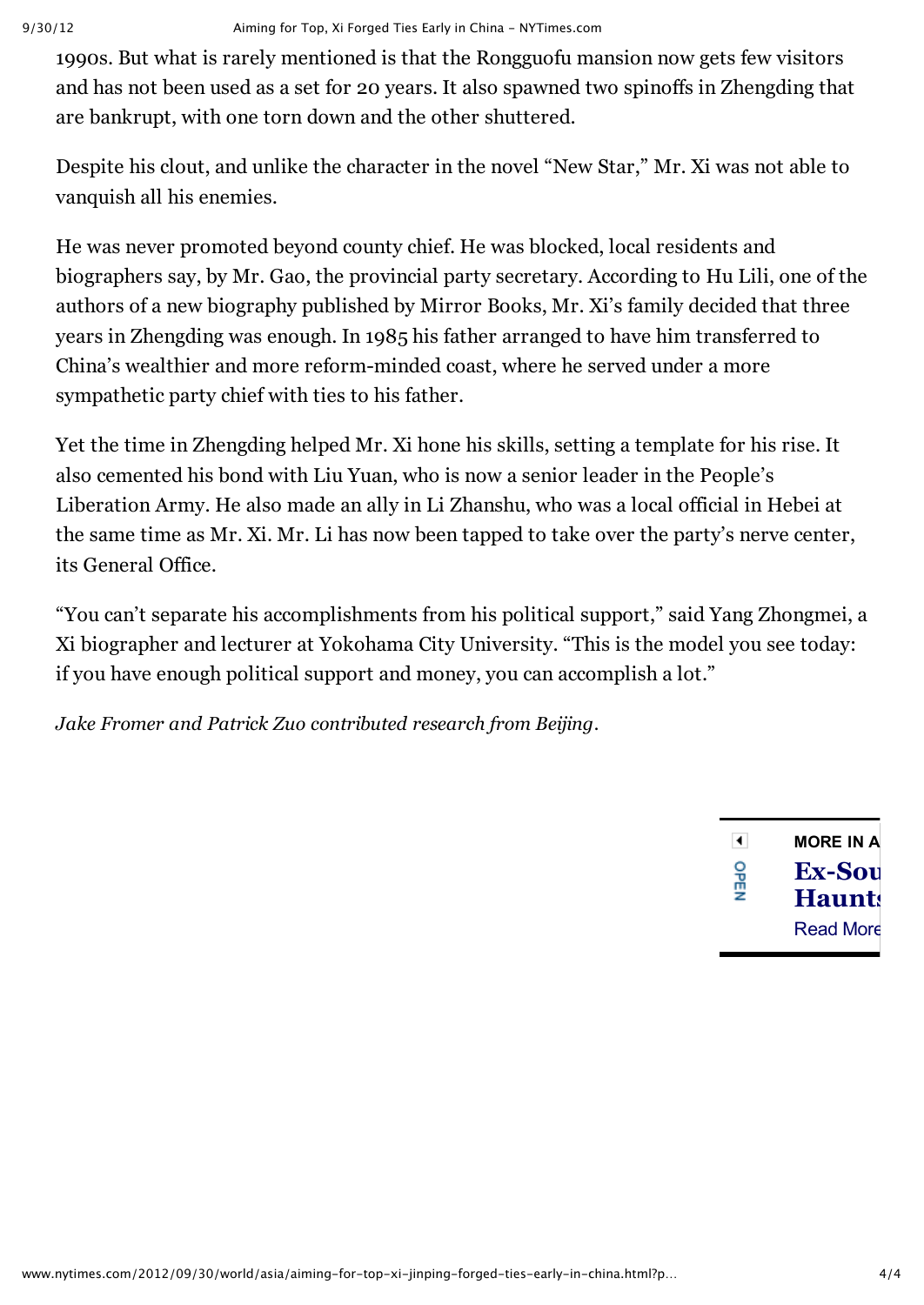1990s. But what is rarely mentioned is that the Rongguofu mansion now gets few visitors and has not been used as a set for 20 years. It also spawned two spinoffs in Zhengding that are bankrupt, with one torn down and the other shuttered.

Despite his clout, and unlike the character in the novel "New Star," Mr. Xi was not able to vanquish all his enemies.

He was never promoted beyond county chief. He was blocked, local residents and biographers say, by Mr. Gao, the provincial party secretary. According to Hu Lili, one of the authors of a new biography published by Mirror Books, Mr. Xi's family decided that three years in Zhengding was enough. In 1985 his father arranged to have him transferred to China's wealthier and more reform-minded coast, where he served under a more sympathetic party chief with ties to his father.

Yet the time in Zhengding helped Mr. Xi hone his skills, setting a template for his rise. It also cemented his bond with Liu Yuan, who is now a senior leader in the People's Liberation Army. He also made an ally in Li Zhanshu, who was a local official in Hebei at the same time as Mr. Xi. Mr. Li has now been tapped to take over the party's nerve center, its General Office.

"You can't separate his accomplishments from his political support," said Yang Zhongmei, a Xi biographer and lecturer at Yokohama City University. "This is the model you see today: if you have enough political support and money, you can accomplish a lot."

*Jake Fromer and Patrick Zuo contributed research from Beijing.*